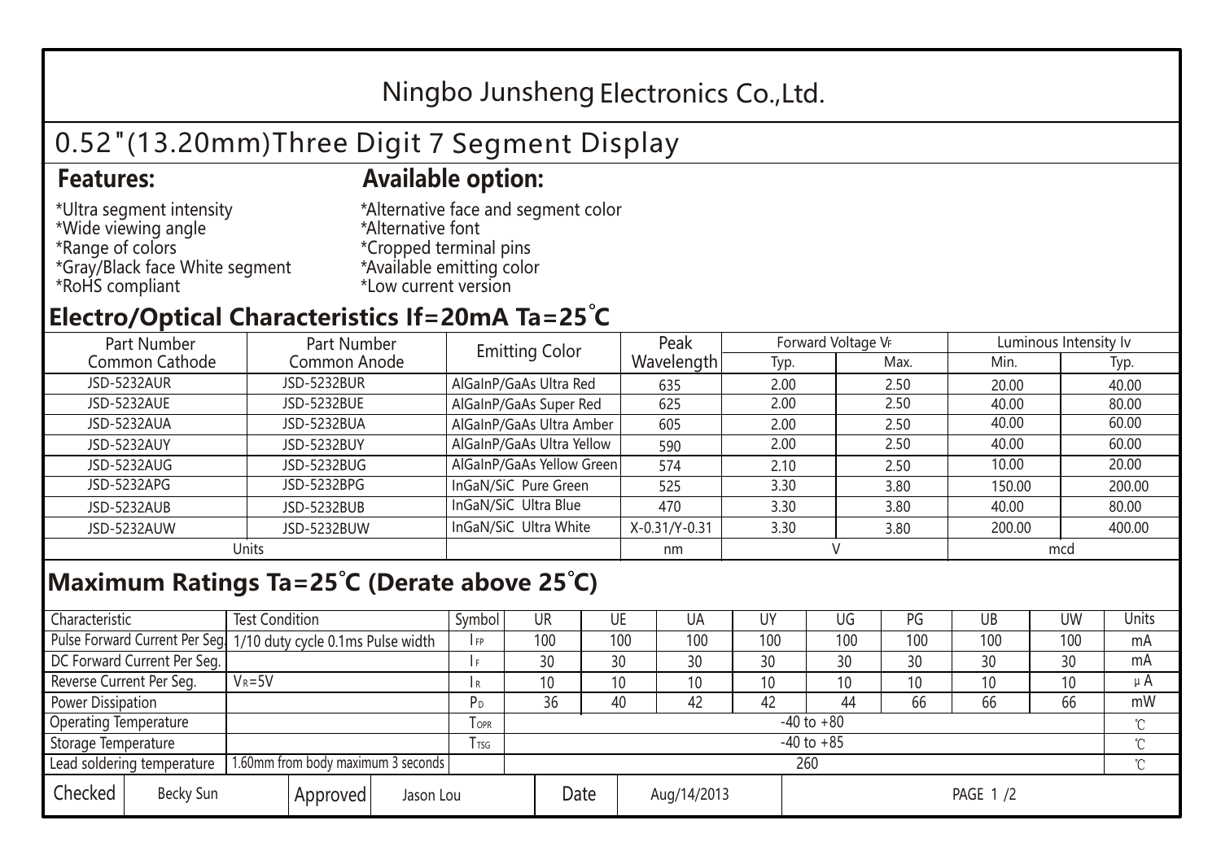# Ningbo Junsheng Electronics Co.,Ltd.

## 0.52"(13.20mm)Three Digit 7 Segment Display

### Features:

*Ultra segment intensity
*Wide viewing angle
*Range of colors
*Gray/Black face White segment
*RoHS compliant

### Available option:

*Alternative face and segment color
*Alternative font
*Cropped terminal pins
*Available emitting color
*Low current version

### Electro/Optical Characteristics If=20mA Ta=25˚C

| Part Number Common Cathode | Part Number Common Anode | Emitting Color | Peak Wavelength | Forward Voltage $V_F$ | | Luminous Intensity Iv | |
|---|---|---|---|---|---|---|---|
| | | | | Typ. | Max. | Min. | Typ. |
| JSD-5232AUR | JSD-5232BUR | AlGaInP/GaAs Ultra Red | 635 | 2.00 | 2.50 | 20.00 | 40.00 |
| JSD-5232AUE | JSD-5232BUE | AlGaInP/GaAs Super Red | 625 | 2.00 | 2.50 | 40.00 | 80.00 |
| JSD-5232AUA | JSD-5232BUA | AlGaInP/GaAs Ultra Amber | 605 | 2.00 | 2.50 | 40.00 | 60.00 |
| JSD-5232AUY | JSD-5232BUY | AlGaInP/GaAs Ultra Yellow | 590 | 2.00 | 2.50 | 40.00 | 60.00 |
| JSD-5232AUG | JSD-5232BUG | AlGaInP/GaAs Yellow Green | 574 | 2.10 | 2.50 | 10.00 | 20.00 |
| JSD-5232APG | JSD-5232BPG | InGaN/SiC Pure Green | 525 | 3.30 | 3.80 | 150.00 | 200.00 |
| JSD-5232AUB | JSD-5232BUB | InGaN/SiC Ultra Blue | 470 | 3.30 | 3.80 | 40.00 | 80.00 |
| JSD-5232AUW | JSD-5232BUW | InGaN/SiC Ultra White | X-0.31/Y-0.31 | 3.30 | 3.80 | 200.00 | 400.00 |
| Units | | | nm | V | | mcd | |

### Maximum Ratings Ta=25˚C (Derate above 25˚C)

| Characteristic | Test Condition | Symbol | UR | UE | UA | UY | UG | PG | UB | UW | Units |
|---|---|---|---|---|---|---|---|---|---|---|---|
| Pulse Forward Current Per Seg. | 1/10 duty cycle 0.1ms Pulse width | $I_{FP}$ | 100 | 100 | 100 | 100 | 100 | 100 | 100 | 100 | mA |
| DC Forward Current Per Seg. | | $I_F$ | 30 | 30 | 30 | 30 | 30 | 30 | 30 | 30 | mA |
| Reverse Current Per Seg. | $V_R$=5V | $I_R$ | 10 | 10 | 10 | 10 | 10 | 10 | 10 | 10 | μA |
| Power Dissipation | | $P_D$ | 36 | 40 | 42 | 42 | 44 | 66 | 66 | 66 | mW |
| Operating Temperature | | $T_{OPR}$ | -40 to +80 | | | | | | | | ℃ |
| Storage Temperature | | $T_{TSG}$ | -40 to +85 | | | | | | | | ℃ |
| Lead soldering temperature | 1.60mm from body maximum 3 seconds | | 260 | | | | | | | | ℃ |

| Checked | Becky Sun | Approved | Jason Lou | Date | Aug/14/2013 |
|---|---|---|---|---|---|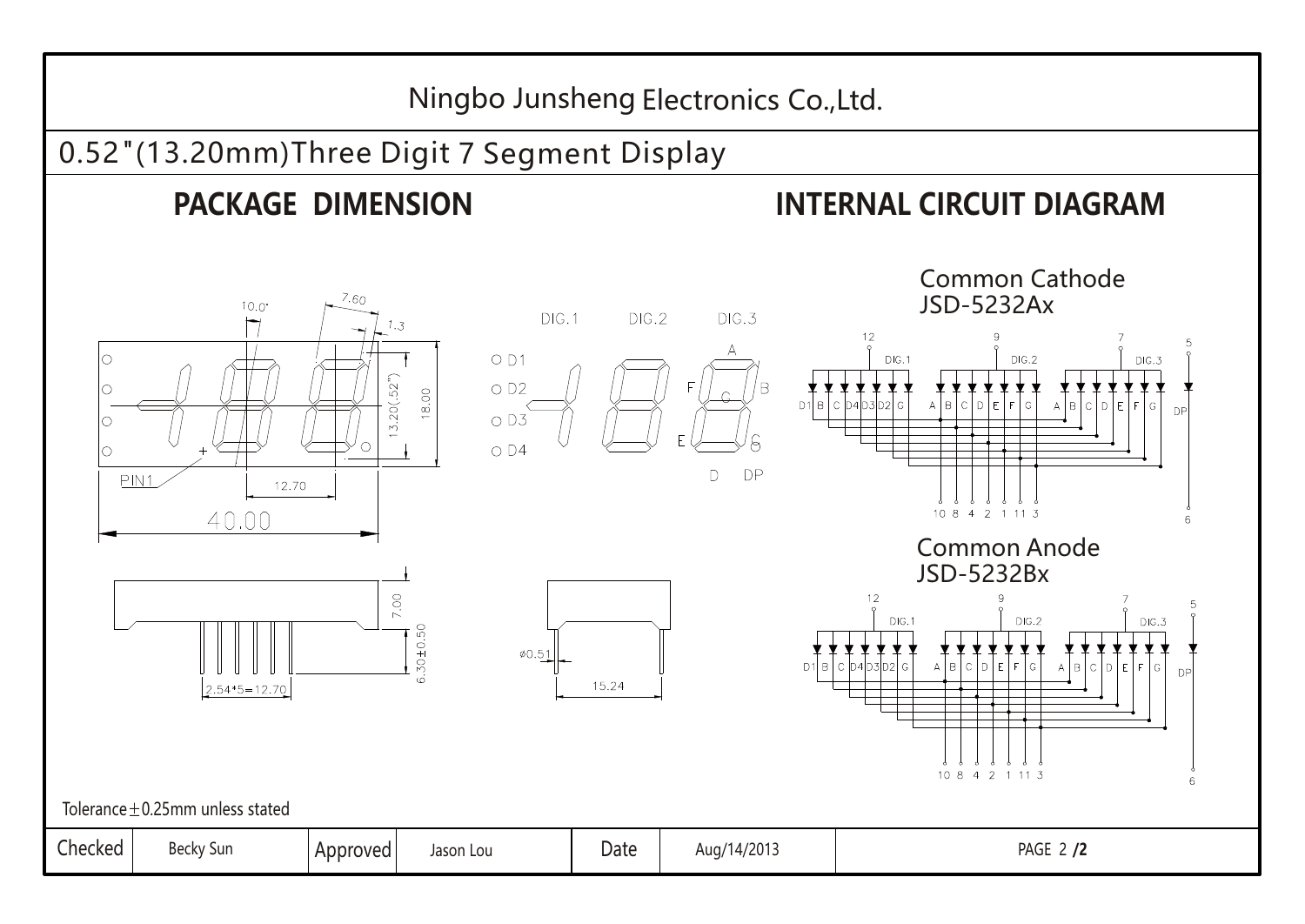# Ningbo Junsheng Electronics Co.,Ltd.

## 0.52"(13.20mm)Three Digit 7 Segment Display

### PACKAGE DIMENSION

10.0°
7.60
1.3
13.20(.52")
18.00
PIN1
12.70
40.00

DIG.1 DIG.2 DIG.3
D1
D2
D3
D4
A
B
C
D
E
F
G
DP

7.00
6.30±0.50
2.54*5=12.70
ø0.51
15.24

### INTERNAL CIRCUIT DIAGRAM

Common Cathode
JSD-5232Ax

12 9 7 5
DIG.1 DIG.2 DIG.3
D1 B C D4 D3 D2 G A B C D E F G A B C D E F G DP
10 8 4 2 1 11 3
6

Common Anode
JSD-5232Bx

12 9 7 5
DIG.1 DIG.2 DIG.3
D1 B C D4 D3 D2 G A B C D E F G A B C D E F G DP
10 8 4 2 1 11 3
6

Tolerance ± 0.25mm unless stated

| Checked | Becky Sun | Approved | Jason Lou | Date | Aug/14/2013 | PAGE 2 /2 |
|---|---|---|---|---|---|---|